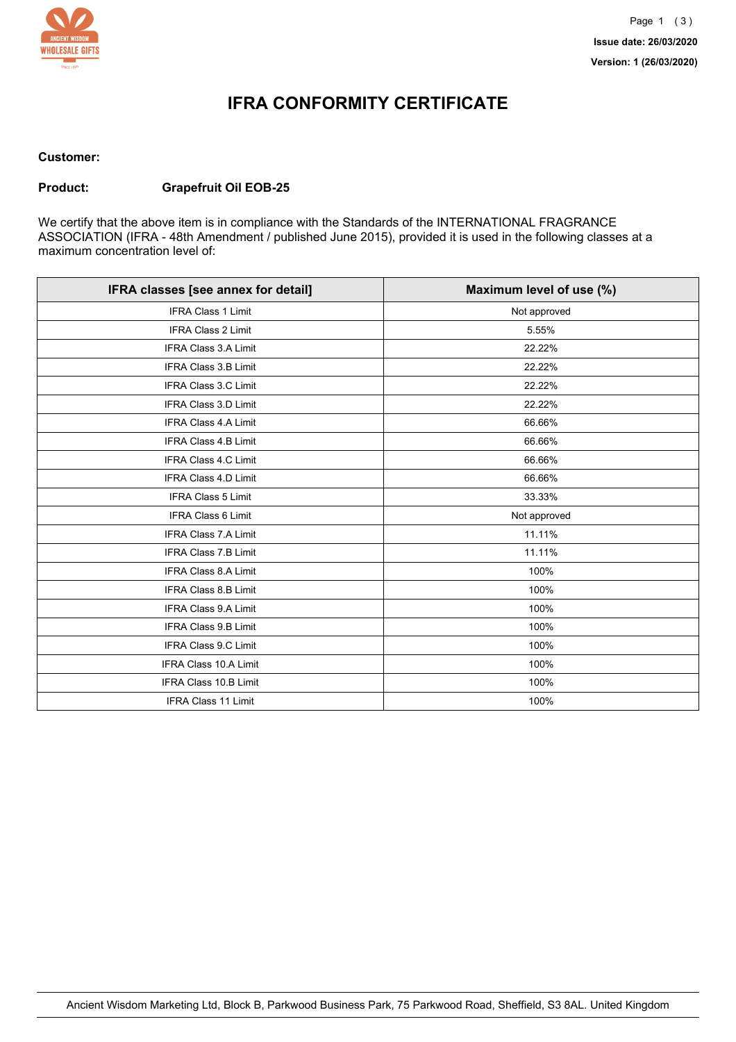Issue date: 26/03/2020

Version: 1 (26/03/2020)

# IFRA CONFORMITY CERTIFICATE

**Customer:**

**Product:** **Grapefruit Oil EOB-25**

We certify that the above item is in compliance with the Standards of the INTERNATIONAL FRAGRANCE ASSOCIATION (IFRA - 48th Amendment / published June 2015), provided it is used in the following classes at a maximum concentration level of:

| IFRA classes [see annex for detail] | Maximum level of use (%) |
|---|---|
| IFRA Class 1 Limit | Not approved |
| IFRA Class 2 Limit | 5.55% |
| IFRA Class 3.A Limit | 22.22% |
| IFRA Class 3.B Limit | 22.22% |
| IFRA Class 3.C Limit | 22.22% |
| IFRA Class 3.D Limit | 22.22% |
| IFRA Class 4.A Limit | 66.66% |
| IFRA Class 4.B Limit | 66.66% |
| IFRA Class 4.C Limit | 66.66% |
| IFRA Class 4.D Limit | 66.66% |
| IFRA Class 5 Limit | 33.33% |
| IFRA Class 6 Limit | Not approved |
| IFRA Class 7.A Limit | 11.11% |
| IFRA Class 7.B Limit | 11.11% |
| IFRA Class 8.A Limit | 100% |
| IFRA Class 8.B Limit | 100% |
| IFRA Class 9.A Limit | 100% |
| IFRA Class 9.B Limit | 100% |
| IFRA Class 9.C Limit | 100% |
| IFRA Class 10.A Limit | 100% |
| IFRA Class 10.B Limit | 100% |
| IFRA Class 11 Limit | 100% |

Ancient Wisdom Marketing Ltd, Block B, Parkwood Business Park, 75 Parkwood Road, Sheffield, S3 8AL. United Kingdom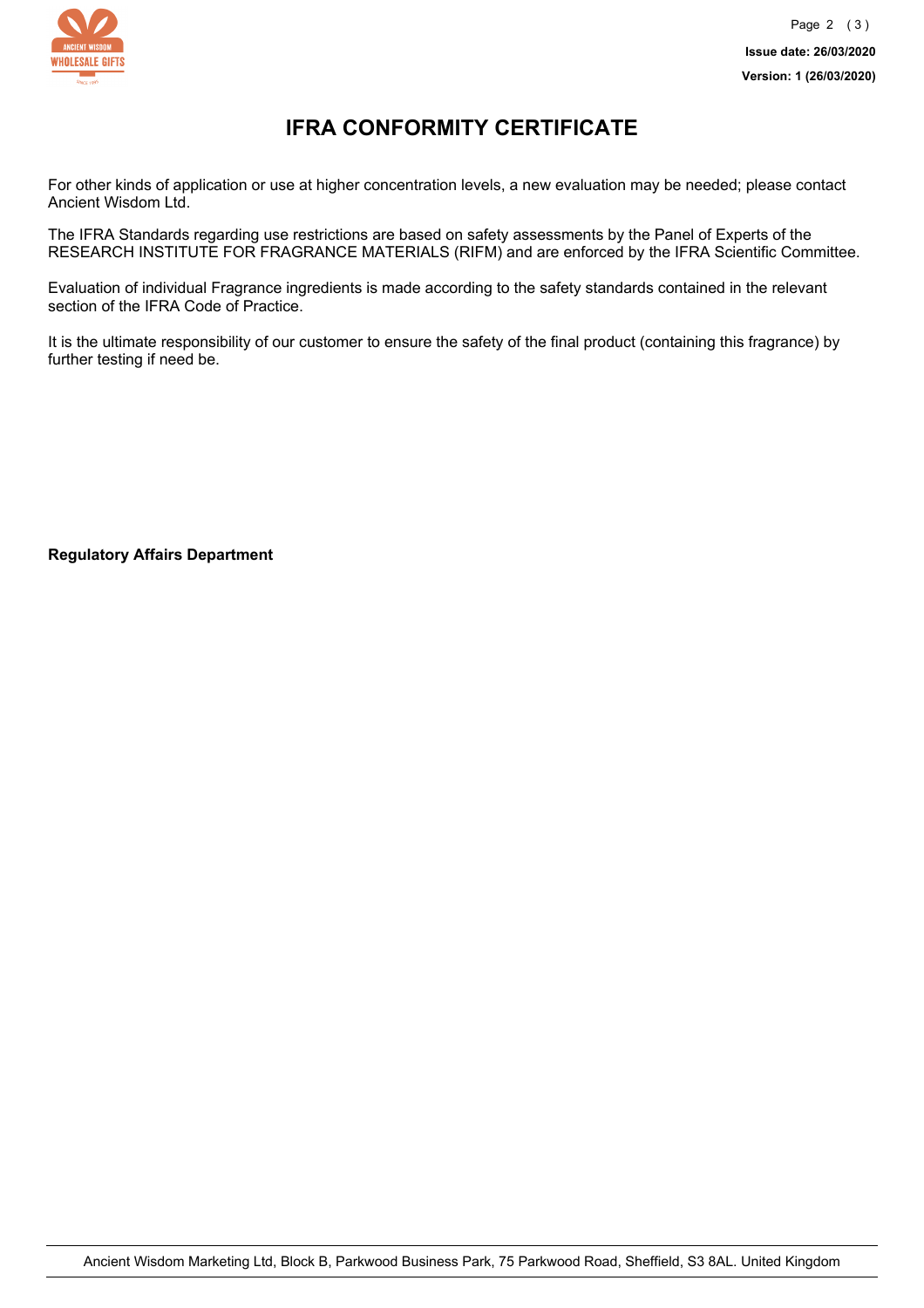# IFRA CONFORMITY CERTIFICATE

For other kinds of application or use at higher concentration levels, a new evaluation may be needed; please contact Ancient Wisdom Ltd.

The IFRA Standards regarding use restrictions are based on safety assessments by the Panel of Experts of the RESEARCH INSTITUTE FOR FRAGRANCE MATERIALS (RIFM) and are enforced by the IFRA Scientific Committee.

Evaluation of individual Fragrance ingredients is made according to the safety standards contained in the relevant section of the IFRA Code of Practice.

It is the ultimate responsibility of our customer to ensure the safety of the final product (containing this fragrance) by further testing if need be.

**Regulatory Affairs Department**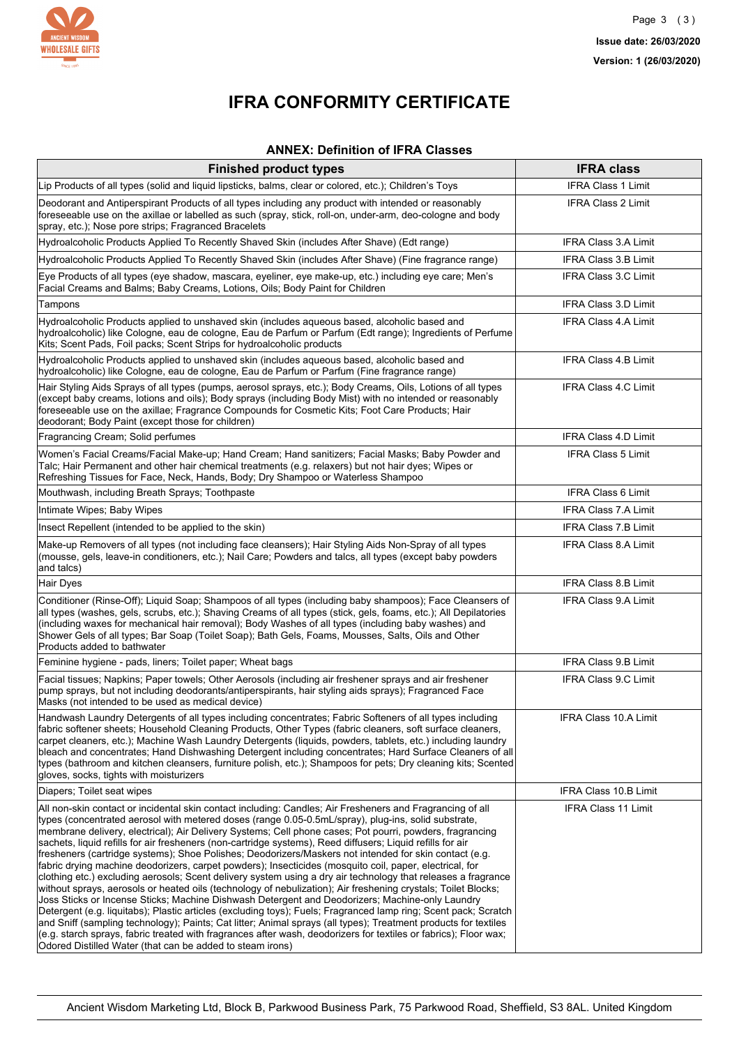# IFRA CONFORMITY CERTIFICATE

## ANNEX: Definition of IFRA Classes

| Finished product types | IFRA class |
|---|---|
| Lip Products of all types (solid and liquid lipsticks, balms, clear or colored, etc.); Children's Toys | IFRA Class 1 Limit |
| Deodorant and Antiperspirant Products of all types including any product with intended or reasonably foreseeable use on the axillae or labelled as such (spray, stick, roll-on, under-arm, deo-cologne and body spray, etc.); Nose pore strips; Fragranced Bracelets | IFRA Class 2 Limit |
| Hydroalcoholic Products Applied To Recently Shaved Skin (includes After Shave) (Edt range) | IFRA Class 3.A Limit |
| Hydroalcoholic Products Applied To Recently Shaved Skin (includes After Shave) (Fine fragrance range) | IFRA Class 3.B Limit |
| Eye Products of all types (eye shadow, mascara, eyeliner, eye make-up, etc.) including eye care; Men's Facial Creams and Balms; Baby Creams, Lotions, Oils; Body Paint for Children | IFRA Class 3.C Limit |
| Tampons | IFRA Class 3.D Limit |
| Hydroalcoholic Products applied to unshaved skin (includes aqueous based, alcoholic based and hydroalcoholic) like Cologne, eau de cologne, Eau de Parfum or Parfum (Edt range); Ingredients of Perfume Kits; Scent Pads, Foil packs; Scent Strips for hydroalcoholic products | IFRA Class 4.A Limit |
| Hydroalcoholic Products applied to unshaved skin (includes aqueous based, alcoholic based and hydroalcoholic) like Cologne, eau de cologne, Eau de Parfum or Parfum (Fine fragrance range) | IFRA Class 4.B Limit |
| Hair Styling Aids Sprays of all types (pumps, aerosol sprays, etc.); Body Creams, Oils, Lotions of all types (except baby creams, lotions and oils); Body sprays (including Body Mist) with no intended or reasonably foreseeable use on the axillae; Fragrance Compounds for Cosmetic Kits; Foot Care Products; Hair deodorant; Body Paint (except those for children) | IFRA Class 4.C Limit |
| Fragrancing Cream; Solid perfumes | IFRA Class 4.D Limit |
| Women's Facial Creams/Facial Make-up; Hand Cream; Hand sanitizers; Facial Masks; Baby Powder and Talc; Hair Permanent and other hair chemical treatments (e.g. relaxers) but not hair dyes; Wipes or Refreshing Tissues for Face, Neck, Hands, Body; Dry Shampoo or Waterless Shampoo | IFRA Class 5 Limit |
| Mouthwash, including Breath Sprays; Toothpaste | IFRA Class 6 Limit |
| Intimate Wipes; Baby Wipes | IFRA Class 7.A Limit |
| Insect Repellent (intended to be applied to the skin) | IFRA Class 7.B Limit |
| Make-up Removers of all types (not including face cleansers); Hair Styling Aids Non-Spray of all types (mousse, gels, leave-in conditioners, etc.); Nail Care; Powders and talcs, all types (except baby powders and talcs) | IFRA Class 8.A Limit |
| Hair Dyes | IFRA Class 8.B Limit |
| Conditioner (Rinse-Off); Liquid Soap; Shampoos of all types (including baby shampoos); Face Cleansers of all types (washes, gels, scrubs, etc.); Shaving Creams of all types (stick, gels, foams, etc.); All Depilatories (including waxes for mechanical hair removal); Body Washes of all types (including baby washes) and Shower Gels of all types; Bar Soap (Toilet Soap); Bath Gels, Foams, Mousses, Salts, Oils and Other Products added to bathwater | IFRA Class 9.A Limit |
| Feminine hygiene - pads, liners; Toilet paper; Wheat bags | IFRA Class 9.B Limit |
| Facial tissues; Napkins; Paper towels; Other Aerosols (including air freshener sprays and air freshener pump sprays, but not including deodorants/antiperspirants, hair styling aids sprays); Fragranced Face Masks (not intended to be used as medical device) | IFRA Class 9.C Limit |
| Handwash Laundry Detergents of all types including concentrates; Fabric Softeners of all types including fabric softener sheets; Household Cleaning Products, Other Types (fabric cleaners, soft surface cleaners, carpet cleaners, etc.); Machine Wash Laundry Detergents (liquids, powders, tablets, etc.) including laundry bleach and concentrates; Hand Dishwashing Detergent including concentrates; Hard Surface Cleaners of all types (bathroom and kitchen cleansers, furniture polish, etc.); Shampoos for pets; Dry cleaning kits; Scented gloves, socks, tights with moisturizers | IFRA Class 10.A Limit |
| Diapers; Toilet seat wipes | IFRA Class 10.B Limit |
| All non-skin contact or incidental skin contact including: Candles; Air Fresheners and Fragrancing of all types (concentrated aerosol with metered doses (range 0.05-0.5mL/spray), plug-ins, solid substrate, membrane delivery, electrical); Air Delivery Systems; Cell phone cases; Pot pourri, powders, fragrancing sachets, liquid refills for air fresheners (non-cartridge systems), Reed diffusers; Liquid refills for air fresheners (cartridge systems); Shoe Polishes; Deodorizers/Maskers not intended for skin contact (e.g. fabric drying machine deodorizers, carpet powders); Insecticides (mosquito coil, paper, electrical, for clothing etc.) excluding aerosols; Scent delivery system using a dry air technology that releases a fragrance without sprays, aerosols or heated oils (technology of nebulization); Air freshening crystals; Toilet Blocks; Joss Sticks or Incense Sticks; Machine Dishwash Detergent and Deodorizers; Machine-only Laundry Detergent (e.g. liquitabs); Plastic articles (excluding toys); Fuels; Fragranced lamp ring; Scent pack; Scratch and Sniff (sampling technology); Paints; Cat litter; Animal sprays (all types); Treatment products for textiles (e.g. starch sprays, fabric treated with fragrances after wash, deodorizers for textiles or fabrics); Floor wax; Odored Distilled Water (that can be added to steam irons) | IFRA Class 11 Limit |

Ancient Wisdom Marketing Ltd, Block B, Parkwood Business Park, 75 Parkwood Road, Sheffield, S3 8AL. United Kingdom